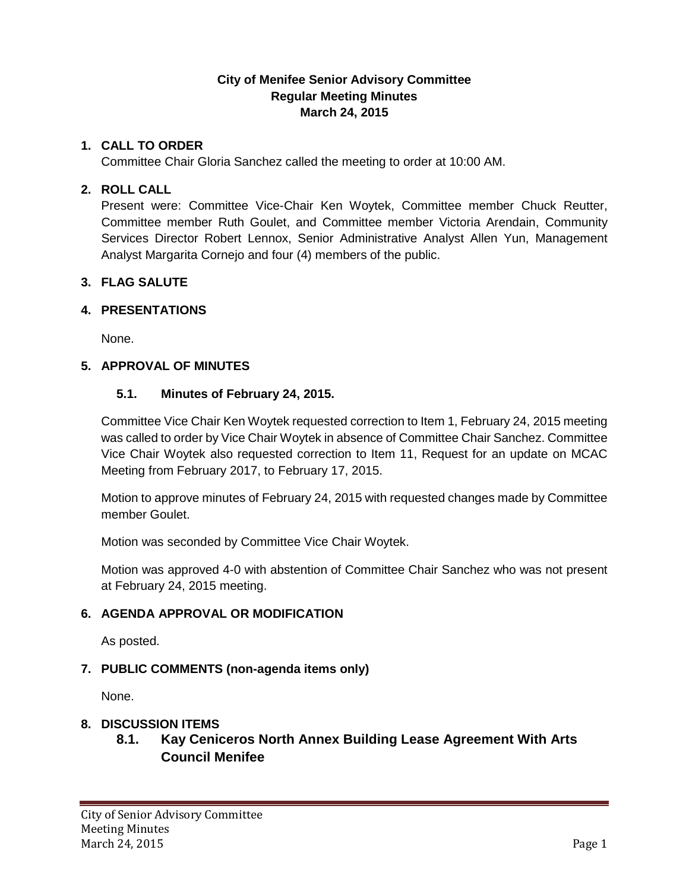# City of Menifee Senior Advisory Committee
## Regular Meeting Minutes
## March 24, 2015

### 1. CALL TO ORDER

Committee Chair Gloria Sanchez called the meeting to order at 10:00 AM.

### 2. ROLL CALL

Present were: Committee Vice-Chair Ken Woytek, Committee member Chuck Reutter, Committee member Ruth Goulet, and Committee member Victoria Arendain, Community Services Director Robert Lennox, Senior Administrative Analyst Allen Yun, Management Analyst Margarita Cornejo and four (4) members of the public.

### 3. FLAG SALUTE

### 4. PRESENTATIONS

None.

### 5. APPROVAL OF MINUTES

#### 5.1. Minutes of February 24, 2015.

Committee Vice Chair Ken Woytek requested correction to Item 1, February 24, 2015 meeting was called to order by Vice Chair Woytek in absence of Committee Chair Sanchez. Committee Vice Chair Woytek also requested correction to Item 11, Request for an update on MCAC Meeting from February 2017, to February 17, 2015.

Motion to approve minutes of February 24, 2015 with requested changes made by Committee member Goulet.

Motion was seconded by Committee Vice Chair Woytek.

Motion was approved 4-0 with abstention of Committee Chair Sanchez who was not present at February 24, 2015 meeting.

### 6. AGENDA APPROVAL OR MODIFICATION

As posted.

### 7. PUBLIC COMMENTS (non-agenda items only)

None.

### 8. DISCUSSION ITEMS

#### 8.1. Kay Ceniceros North Annex Building Lease Agreement With Arts Council Menifee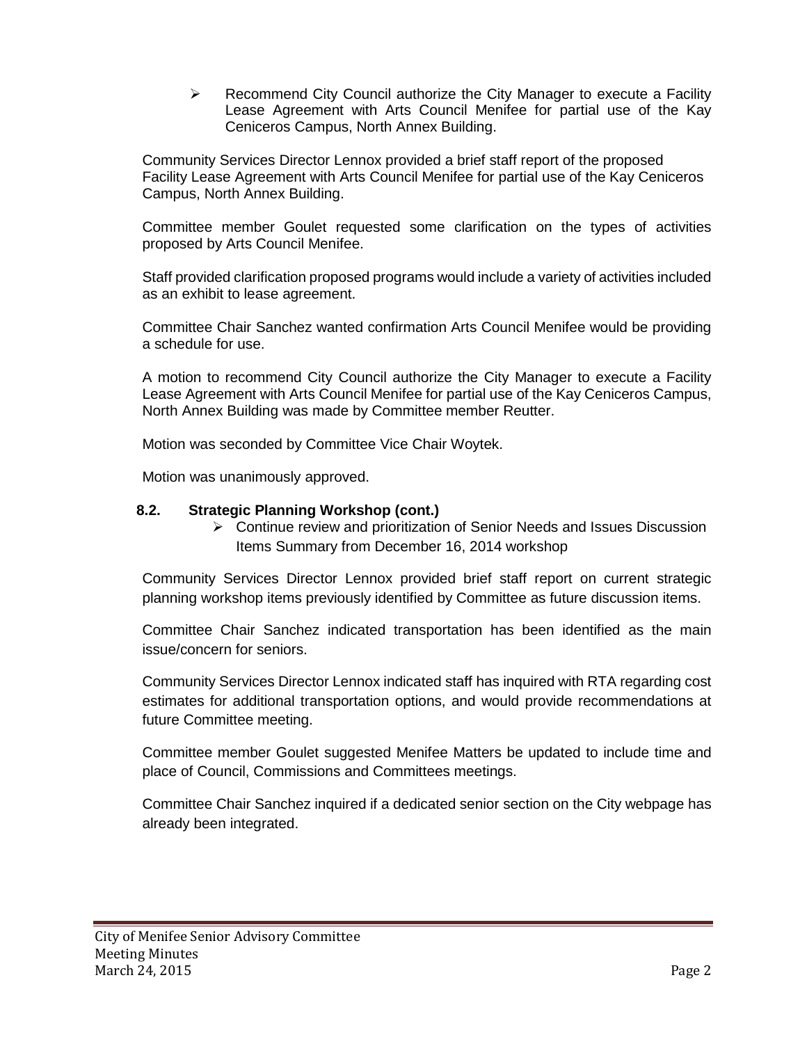- Recommend City Council authorize the City Manager to execute a Facility Lease Agreement with Arts Council Menifee for partial use of the Kay Ceniceros Campus, North Annex Building.

Community Services Director Lennox provided a brief staff report of the proposed Facility Lease Agreement with Arts Council Menifee for partial use of the Kay Ceniceros Campus, North Annex Building.

Committee member Goulet requested some clarification on the types of activities proposed by Arts Council Menifee.

Staff provided clarification proposed programs would include a variety of activities included as an exhibit to lease agreement.

Committee Chair Sanchez wanted confirmation Arts Council Menifee would be providing a schedule for use.

A motion to recommend City Council authorize the City Manager to execute a Facility Lease Agreement with Arts Council Menifee for partial use of the Kay Ceniceros Campus, North Annex Building was made by Committee member Reutter.

Motion was seconded by Committee Vice Chair Woytek.

Motion was unanimously approved.

**8.2. Strategic Planning Workshop (cont.)**

- Continue review and prioritization of Senior Needs and Issues Discussion Items Summary from December 16, 2014 workshop

Community Services Director Lennox provided brief staff report on current strategic planning workshop items previously identified by Committee as future discussion items.

Committee Chair Sanchez indicated transportation has been identified as the main issue/concern for seniors.

Community Services Director Lennox indicated staff has inquired with RTA regarding cost estimates for additional transportation options, and would provide recommendations at future Committee meeting.

Committee member Goulet suggested Menifee Matters be updated to include time and place of Council, Commissions and Committees meetings.

Committee Chair Sanchez inquired if a dedicated senior section on the City webpage has already been integrated.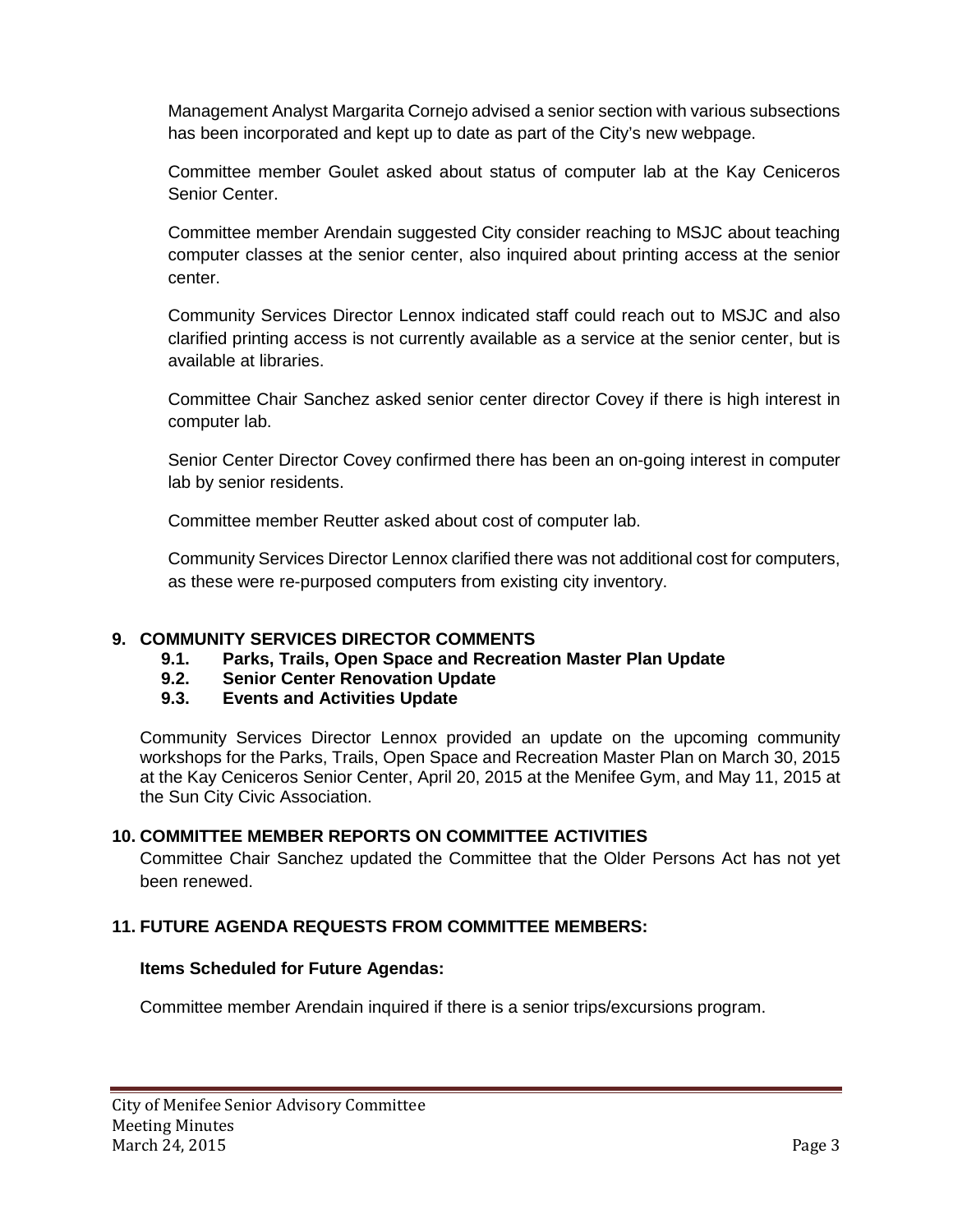Management Analyst Margarita Cornejo advised a senior section with various subsections has been incorporated and kept up to date as part of the City's new webpage.

Committee member Goulet asked about status of computer lab at the Kay Ceniceros Senior Center.

Committee member Arendain suggested City consider reaching to MSJC about teaching computer classes at the senior center, also inquired about printing access at the senior center.

Community Services Director Lennox indicated staff could reach out to MSJC and also clarified printing access is not currently available as a service at the senior center, but is available at libraries.

Committee Chair Sanchez asked senior center director Covey if there is high interest in computer lab.

Senior Center Director Covey confirmed there has been an on-going interest in computer lab by senior residents.

Committee member Reutter asked about cost of computer lab.

Community Services Director Lennox clarified there was not additional cost for computers, as these were re-purposed computers from existing city inventory.

## 9. COMMUNITY SERVICES DIRECTOR COMMENTS

**9.1. Parks, Trails, Open Space and Recreation Master Plan Update**

**9.2. Senior Center Renovation Update**

**9.3. Events and Activities Update**

Community Services Director Lennox provided an update on the upcoming community workshops for the Parks, Trails, Open Space and Recreation Master Plan on March 30, 2015 at the Kay Ceniceros Senior Center, April 20, 2015 at the Menifee Gym, and May 11, 2015 at the Sun City Civic Association.

## 10. COMMITTEE MEMBER REPORTS ON COMMITTEE ACTIVITIES

Committee Chair Sanchez updated the Committee that the Older Persons Act has not yet been renewed.

## 11. FUTURE AGENDA REQUESTS FROM COMMITTEE MEMBERS:

**Items Scheduled for Future Agendas:**

Committee member Arendain inquired if there is a senior trips/excursions program.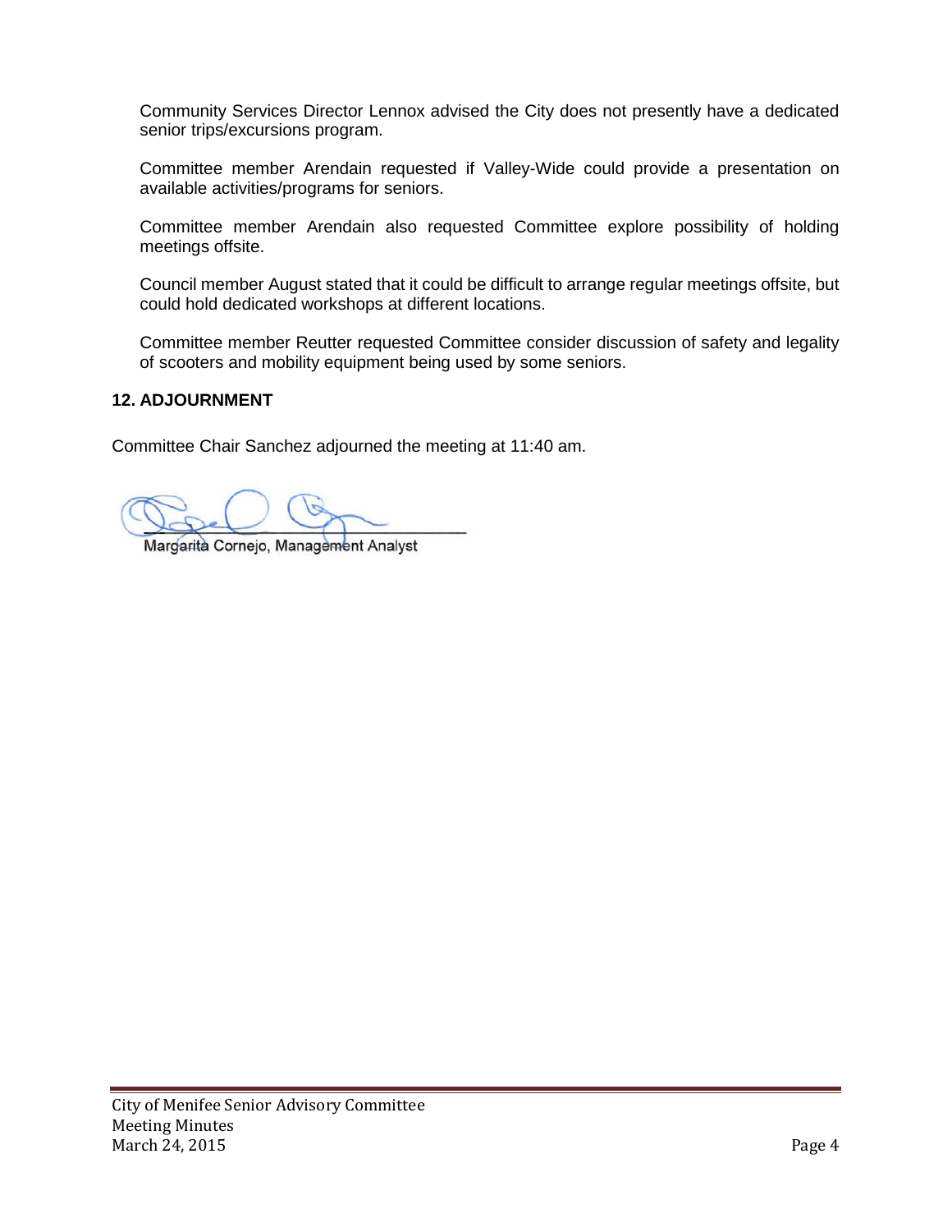Community Services Director Lennox advised the City does not presently have a dedicated senior trips/excursions program.

Committee member Arendain requested if Valley-Wide could provide a presentation on available activities/programs for seniors.

Committee member Arendain also requested Committee explore possibility of holding meetings offsite.

Council member August stated that it could be difficult to arrange regular meetings offsite, but could hold dedicated workshops at different locations.

Committee member Reutter requested Committee consider discussion of safety and legality of scooters and mobility equipment being used by some seniors.

## 12. ADJOURNMENT

Committee Chair Sanchez adjourned the meeting at 11:40 am.

Margarita Cornejo, Management Analyst